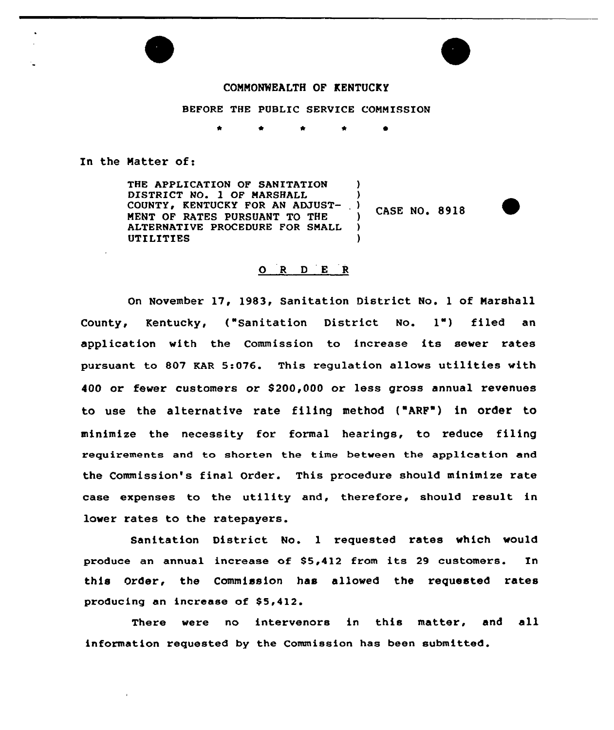COMMONWEALTH OF KENTUCKY

BEFORE THE PUBLIC SERVICE COMMISSION

\* \* \* \* \*

In the Matter of:

| | |
|---|---|
| THE APPLICATION OF SANITATION DISTRICT NO. 1 OF MARSHALL COUNTY, KENTUCKY FOR AN ADJUSTMENT OF RATES PURSUANT TO THE ALTERNATIVE PROCEDURE FOR SMALL UTILITIES | CASE NO. 8918 |

## O R D E R

On November 17, 1983, Sanitation District No. 1 of Marshall County, Kentucky, ("Sanitation District No. 1") filed an application with the Commission to increase its sewer rates pursuant to 807 KAR 5:076. This regulation allows utilities with 400 or fewer customers or $200,000 or less gross annual revenues to use the alternative rate filing method ("ARF") in order to minimize the necessity for formal hearings, to reduce filing requirements and to shorten the time between the application and the Commission's final Order. This procedure should minimize rate case expenses to the utility and, therefore, should result in lower rates to the ratepayers.

Sanitation District No. 1 requested rates which would produce an annual increase of $5,412 from its 29 customers. In this Order, the Commission has allowed the requested rates producing an increase of $5,412.

There were no intervenors in this matter, and all information requested by the Commission has been submitted.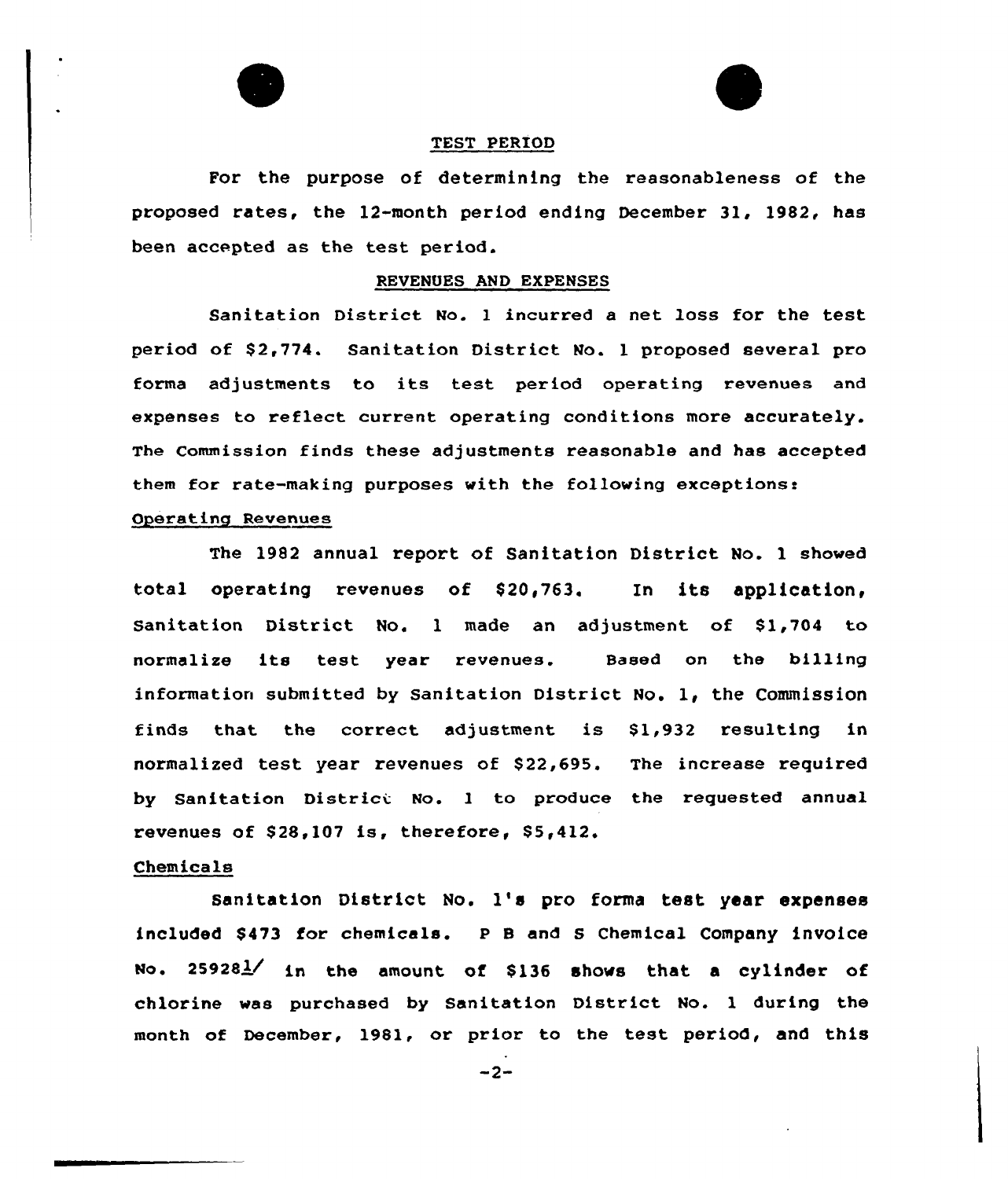## TEST PERIOD

For the purpose of determining the reasonableness of the proposed rates, the 12-month period ending December 31, 1982, has been accepted as the test period.

## REVENUES AND EXPENSES

Sanitation District No. 1 incurred a net loss for the test period of $2,774. Sanitation District No. 1 proposed several pro forma adjustments to its test period operating revenues and expenses to reflect current operating conditions more accurately. The Commission finds these adjustments reasonable and has accepted them for rate-making purposes with the following exceptions:

### Operating Revenues

The 1982 annual report of Sanitation District No. 1 showed total operating revenues of $20,763. In its application, Sanitation District No. 1 made an adjustment of $1,704 to normalize its test year revenues. Based on the billing information submitted by Sanitation District No. 1, the Commission finds that the correct adjustment is $1,932 resulting in normalized test year revenues of $22,695. The increase required by Sanitation District No. 1 to produce the requested annual revenues of $28,107 is, therefore, $5,412.

### Chemicals

Sanitation District No. 1's pro forma test year expenses included $473 for chemicals. P B and S Chemical Company invoice No. 25928[1] in the amount of $136 shows that a cylinder of chlorine was purchased by Sanitation District No. 1 during the month of December, 1981, or prior to the test period, and this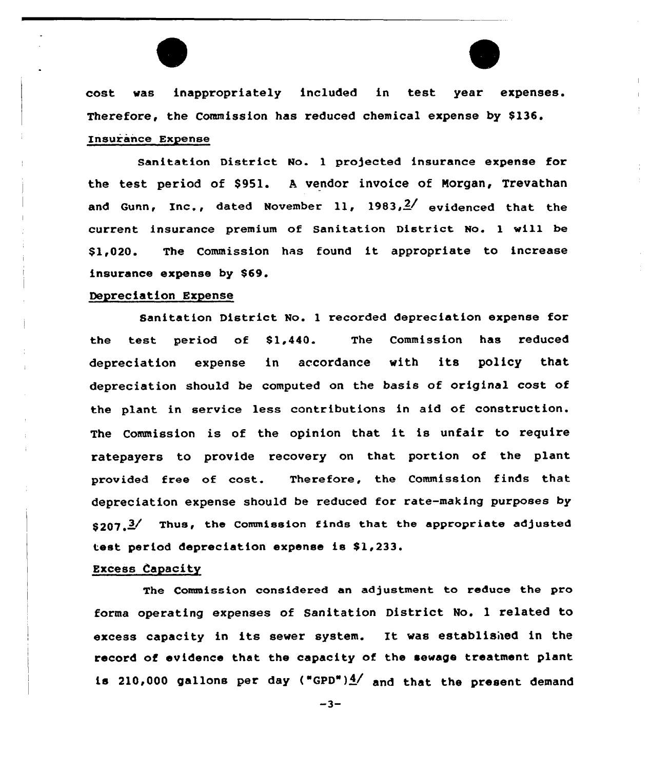cost was inappropriately included in test year expenses. Therefore, the Commission has reduced chemical expense by $136.

Insurance Expense

Sanitation District No. 1 projected insurance expense for the test period of $951. A vendor invoice of Morgan, Trevathan and Gunn, Inc., dated November 11, 1983,[2] evidenced that the current insurance premium of Sanitation District No. 1 will be $1,020. The Commission has found it appropriate to increase insurance expense by $69.

Depreciation Expense

Sanitation District No. 1 recorded depreciation expense for the test period of $1,440. The Commission has reduced depreciation expense in accordance with its policy that depreciation should be computed on the basis of original cost of the plant in service less contributions in aid of construction. The Commission is of the opinion that it is unfair to require ratepayers to provide recovery on that portion of the plant provided free of cost. Therefore, the Commission finds that depreciation expense should be reduced for rate-making purposes by $207.[3] Thus, the Commission finds that the appropriate adjusted test period depreciation expense is $1,233.

Excess Capacity

The Commission considered an adjustment to reduce the pro forma operating expenses of Sanitation District No. 1 related to excess capacity in its sewer system. It was established in the record of evidence that the capacity of the sewage treatment plant is 210,000 gallons per day ("GPD")[4] and that the present demand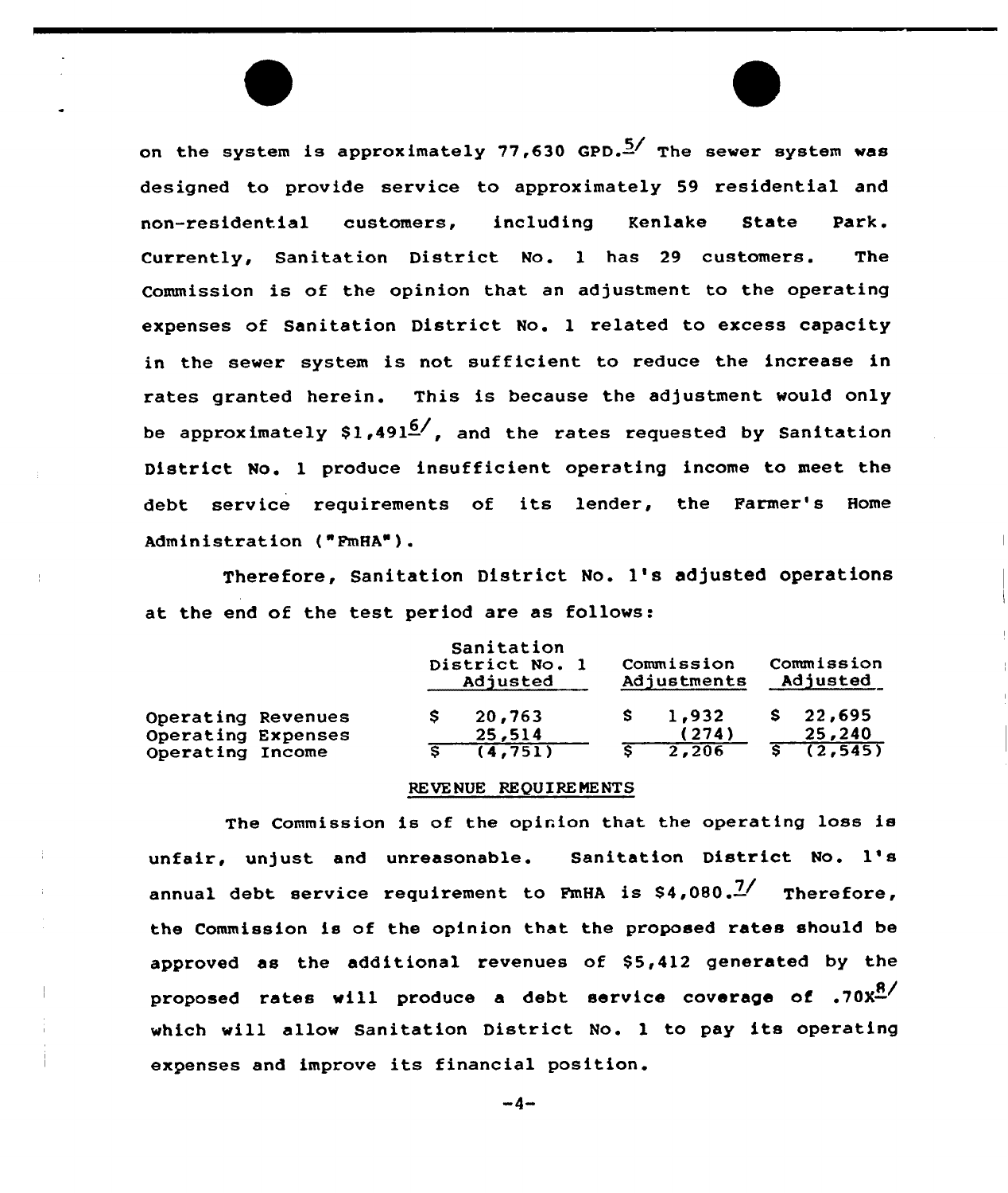on the system is approximately 77,630 GPD.[5] The sewer system was designed to provide service to approximately 59 residential and non-residential customers, including Kenlake State Park. Currently, Sanitation District No. 1 has 29 customers. The Commission is of the opinion that an adjustment to the operating expenses of Sanitation District No. 1 related to excess capacity in the sewer system is not sufficient to reduce the increase in rates granted herein. This is because the adjustment would only be approximately \$1,491[6], and the rates requested by Sanitation District No. 1 produce insufficient operating income to meet the debt service requirements of its lender, the Farmer's Home Administration ("FmHA").

Therefore, Sanitation District No. 1's adjusted operations at the end of the test period are as follows:

| | Sanitation District No. 1 Adjusted | Commission Adjustments | Commission Adjusted |
|---|---|---|---|
| Operating Revenues | \$ 20,763 | \$ 1,932 | \$ 22,695 |
| Operating Expenses | 25,514 | (274) | 25,240 |
| Operating Income | \$ (4,751) | \$ 2,206 | \$ (2,545) |

## REVENUE REQUIREMENTS

The Commission is of the opinion that the operating loss is unfair, unjust and unreasonable. Sanitation District No. 1's annual debt service requirement to FmHA is \$4,080.[7] Therefore, the Commission is of the opinion that the proposed rates should be approved as the additional revenues of \$5,412 generated by the proposed rates will produce a debt service coverage of .70X[8] which will allow Sanitation District No. 1 to pay its operating expenses and improve its financial position.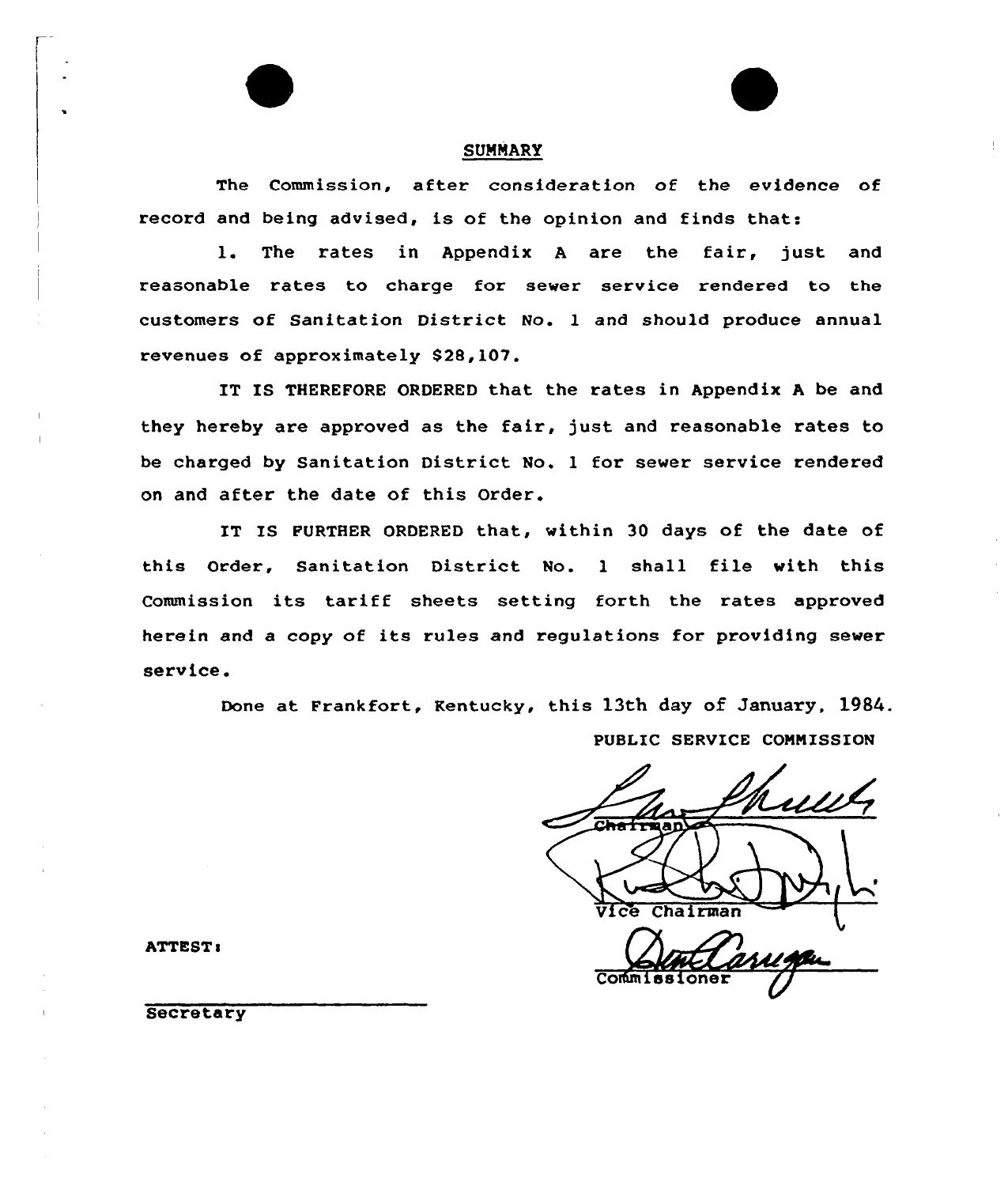## SUMMARY

The Commission, after consideration of the evidence of record and being advised, is of the opinion and finds that:

1. The rates in Appendix A are the fair, just and reasonable rates to charge for sewer service rendered to the customers of Sanitation District No. 1 and should produce annual revenues of approximately $28,107.

IT IS THEREFORE ORDERED that the rates in Appendix A be and they hereby are approved as the fair, just and reasonable rates to be charged by Sanitation District No. 1 for sewer service rendered on and after the date of this Order.

IT IS FURTHER ORDERED that, within 30 days of the date of this Order, Sanitation District No. 1 shall file with this Commission its tariff sheets setting forth the rates approved herein and a copy of its rules and regulations for providing sewer service.

Done at Frankfort, Kentucky, this 13th day of January, 1984.

PUBLIC SERVICE COMMISSION

Chairman

Vice Chairman

Commissioner

ATTEST:

Secretary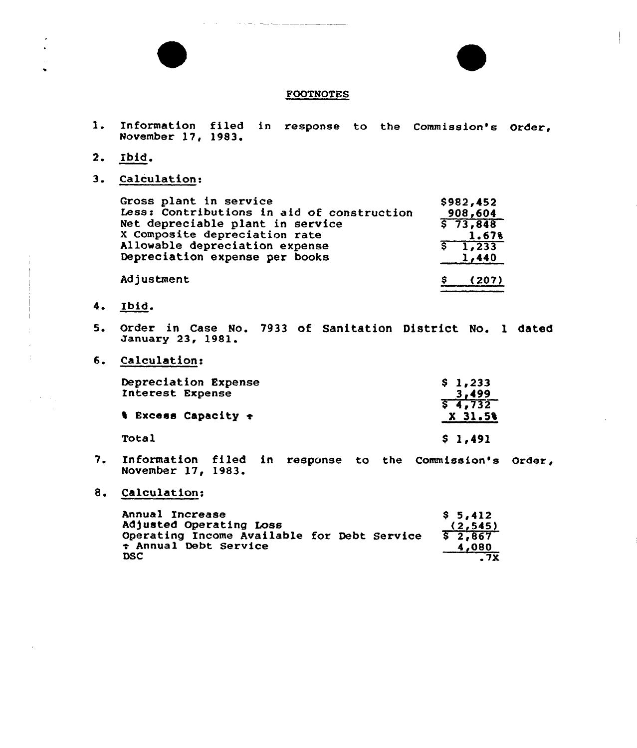## FOOTNOTES

1. Information filed in response to the Commission's Order, November 17, 1983.

2. Ibid.

3. Calculation:

| | |
|---|---|
| Gross plant in service | $982,452 |
| Less: Contributions in aid of construction | 908,604 |
| Net depreciable plant in service | $ 73,848 |
| X Composite depreciation rate | 1.67% |
| Allowable depreciation expense | $ 1,233 |
| Depreciation expense per books | 1,440 |
| Adjustment | $ (207) |

4. Ibid.

5. Order in Case No. 7933 of Sanitation District No. 1 dated January 23, 1981.

6. Calculation:

| | |
|---|---|
| Depreciation Expense | $ 1,233 |
| Interest Expense | 3,499 |
| | $ 4,732 |
| % Excess Capacity ÷ | X 31.5% |
| Total | $ 1,491 |

7. Information filed in response to the Commission's Order, November 17, 1983.

8. Calculation:

| | |
|---|---|
| Annual Increase | $ 5,412 |
| Adjusted Operating Loss | (2,545) |
| Operating Income Available for Debt Service | $ 2,867 |
| ÷ Annual Debt Service | 4,080 |
| DSC | .7X |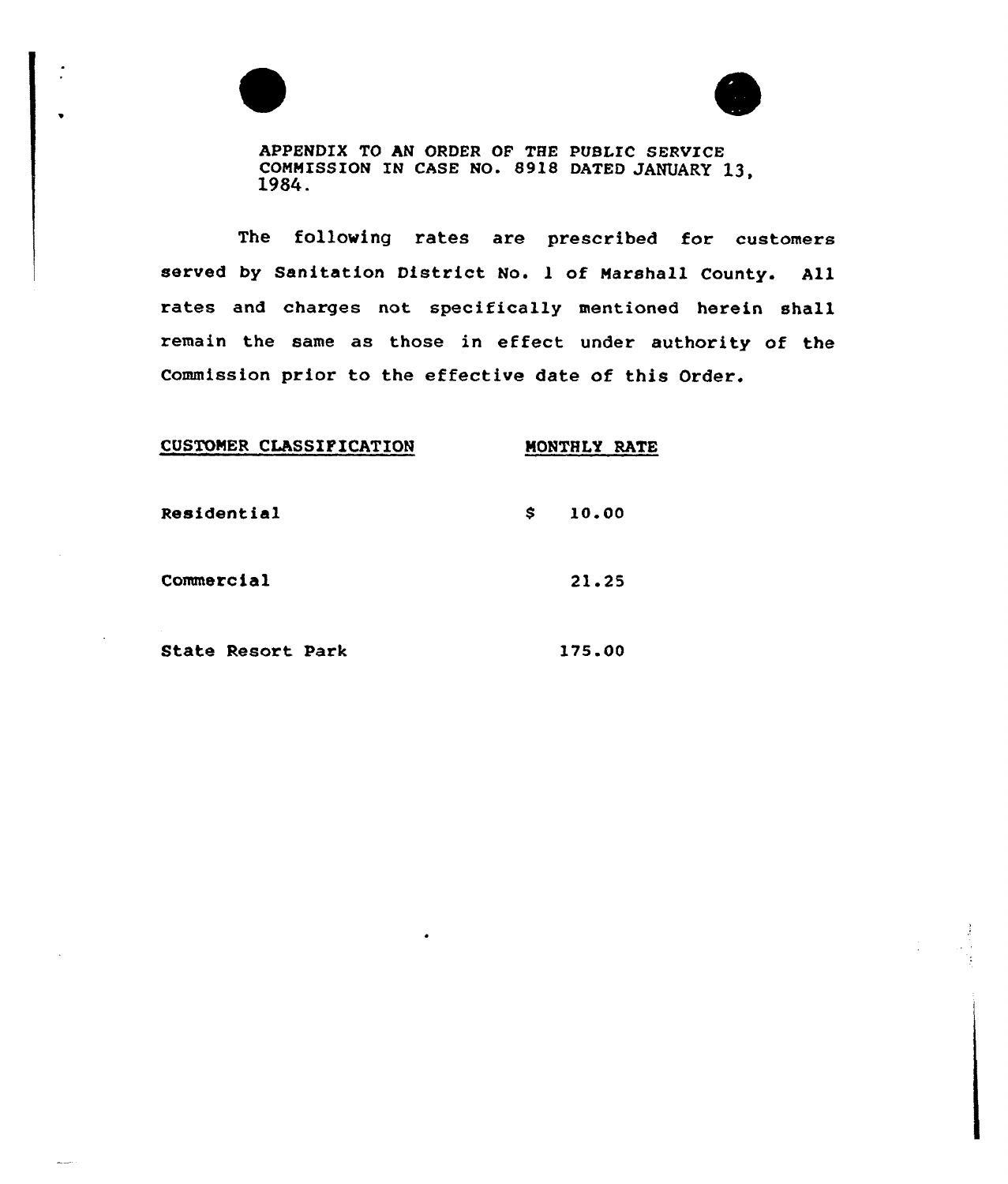APPENDIX TO AN ORDER OF THE PUBLIC SERVICE COMMISSION IN CASE NO. 8918 DATED JANUARY 13, 1984.

The following rates are prescribed for customers served by Sanitation District No. 1 of Marshall County. All rates and charges not specifically mentioned herein shall remain the same as those in effect under authority of the Commission prior to the effective date of this Order.

| CUSTOMER CLASSIFICATION | MONTHLY RATE |
| --- | --- |
| Residential | $ 10.00 |
| Commercial | 21.25 |
| State Resort Park | 175.00 |